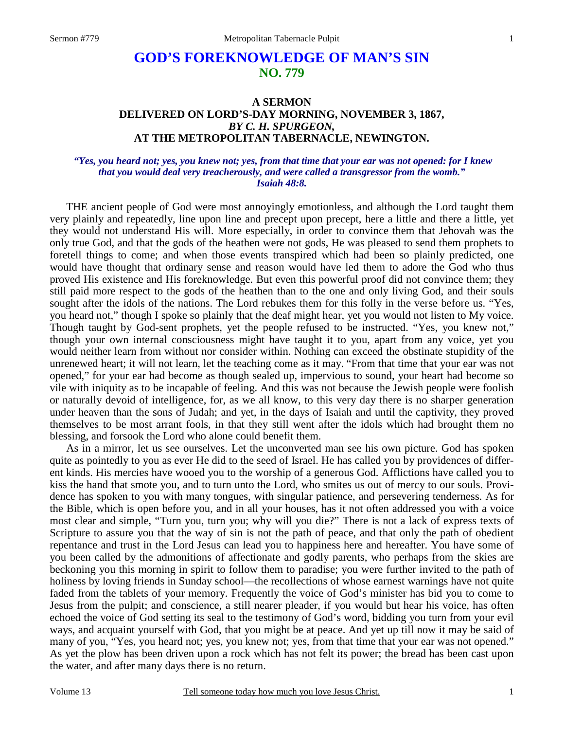# GOD'S FOREKNOWLEDGE OF MAN'S SIN
## NO. 779

### A SERMON
### DELIVERED ON LORD'S-DAY MORNING, NOVEMBER 3, 1867,
### *BY C. H. SPURGEON,*
### AT THE METROPOLITAN TABERNACLE, NEWINGTON.

***"Yes, you heard not; yes, you knew not; yes, from that time that your ear was not opened: for I knew that you would deal very treacherously, and were called a transgressor from the womb." Isaiah 48:8.***

THE ancient people of God were most annoyingly emotionless, and although the Lord taught them very plainly and repeatedly, line upon line and precept upon precept, here a little and there a little, yet they would not understand His will. More especially, in order to convince them that Jehovah was the only true God, and that the gods of the heathen were not gods, He was pleased to send them prophets to foretell things to come; and when those events transpired which had been so plainly predicted, one would have thought that ordinary sense and reason would have led them to adore the God who thus proved His existence and His foreknowledge. But even this powerful proof did not convince them; they still paid more respect to the gods of the heathen than to the one and only living God, and their souls sought after the idols of the nations. The Lord rebukes them for this folly in the verse before us. "Yes, you heard not," though I spoke so plainly that the deaf might hear, yet you would not listen to My voice. Though taught by God-sent prophets, yet the people refused to be instructed. "Yes, you knew not," though your own internal consciousness might have taught it to you, apart from any voice, yet you would neither learn from without nor consider within. Nothing can exceed the obstinate stupidity of the unrenewed heart; it will not learn, let the teaching come as it may. "From that time that your ear was not opened," for your ear had become as though sealed up, impervious to sound, your heart had become so vile with iniquity as to be incapable of feeling. And this was not because the Jewish people were foolish or naturally devoid of intelligence, for, as we all know, to this very day there is no sharper generation under heaven than the sons of Judah; and yet, in the days of Isaiah and until the captivity, they proved themselves to be most arrant fools, in that they still went after the idols which had brought them no blessing, and forsook the Lord who alone could benefit them.

As in a mirror, let us see ourselves. Let the unconverted man see his own picture. God has spoken quite as pointedly to you as ever He did to the seed of Israel. He has called you by providences of different kinds. His mercies have wooed you to the worship of a generous God. Afflictions have called you to kiss the hand that smote you, and to turn unto the Lord, who smites us out of mercy to our souls. Providence has spoken to you with many tongues, with singular patience, and persevering tenderness. As for the Bible, which is open before you, and in all your houses, has it not often addressed you with a voice most clear and simple, "Turn you, turn you; why will you die?" There is not a lack of express texts of Scripture to assure you that the way of sin is not the path of peace, and that only the path of obedient repentance and trust in the Lord Jesus can lead you to happiness here and hereafter. You have some of you been called by the admonitions of affectionate and godly parents, who perhaps from the skies are beckoning you this morning in spirit to follow them to paradise; you were further invited to the path of holiness by loving friends in Sunday school—the recollections of whose earnest warnings have not quite faded from the tablets of your memory. Frequently the voice of God's minister has bid you to come to Jesus from the pulpit; and conscience, a still nearer pleader, if you would but hear his voice, has often echoed the voice of God setting its seal to the testimony of God's word, bidding you turn from your evil ways, and acquaint yourself with God, that you might be at peace. And yet up till now it may be said of many of you, "Yes, you heard not; yes, you knew not; yes, from that time that your ear was not opened." As yet the plow has been driven upon a rock which has not felt its power; the bread has been cast upon the water, and after many days there is no return.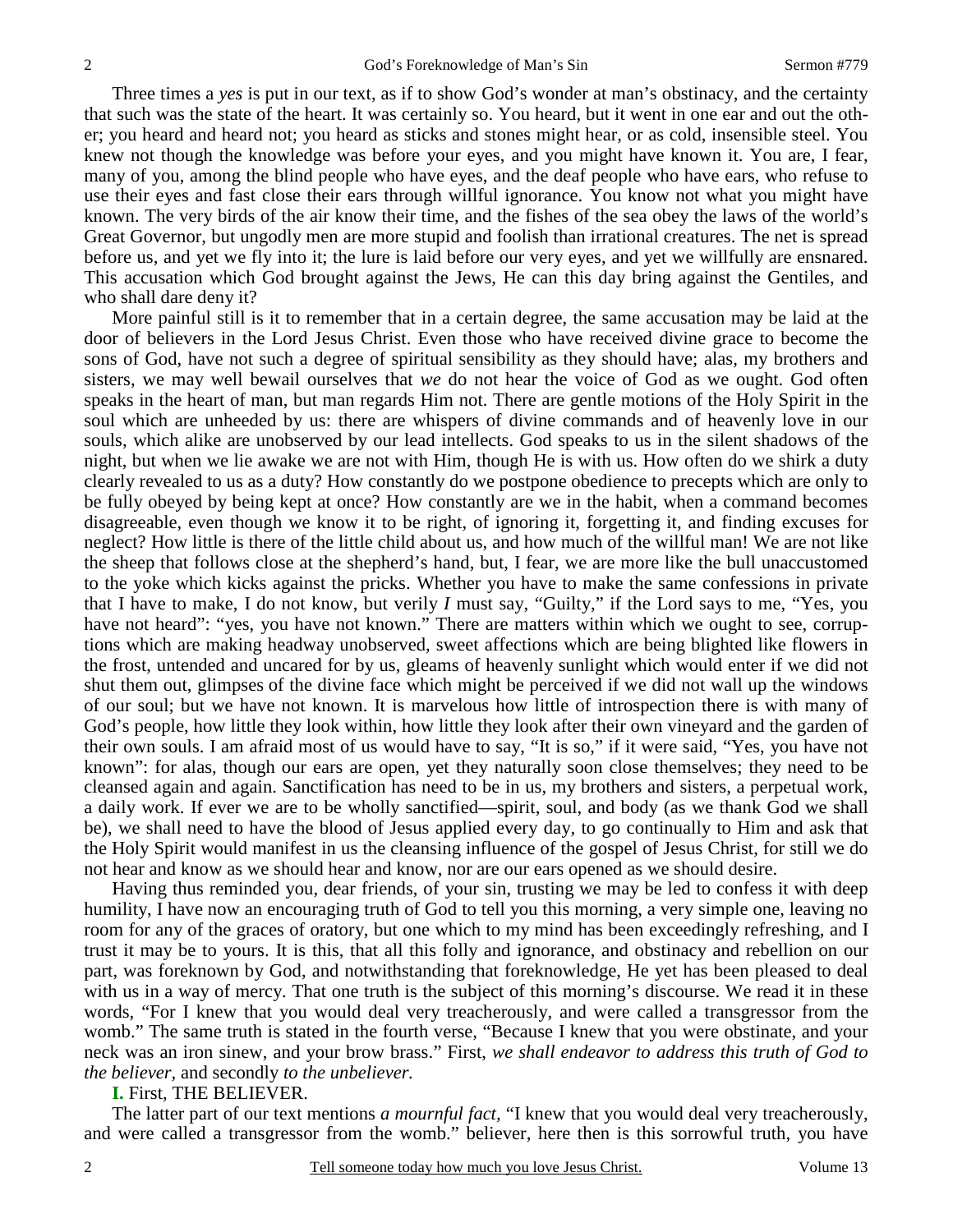Three times a *yes* is put in our text, as if to show God's wonder at man's obstinacy, and the certainty that such was the state of the heart. It was certainly so. You heard, but it went in one ear and out the other; you heard and heard not; you heard as sticks and stones might hear, or as cold, insensible steel. You knew not though the knowledge was before your eyes, and you might have known it. You are, I fear, many of you, among the blind people who have eyes, and the deaf people who have ears, who refuse to use their eyes and fast close their ears through willful ignorance. You know not what you might have known. The very birds of the air know their time, and the fishes of the sea obey the laws of the world's Great Governor, but ungodly men are more stupid and foolish than irrational creatures. The net is spread before us, and yet we fly into it; the lure is laid before our very eyes, and yet we willfully are ensnared. This accusation which God brought against the Jews, He can this day bring against the Gentiles, and who shall dare deny it?

More painful still is it to remember that in a certain degree, the same accusation may be laid at the door of believers in the Lord Jesus Christ. Even those who have received divine grace to become the sons of God, have not such a degree of spiritual sensibility as they should have; alas, my brothers and sisters, we may well bewail ourselves that *we* do not hear the voice of God as we ought. God often speaks in the heart of man, but man regards Him not. There are gentle motions of the Holy Spirit in the soul which are unheeded by us: there are whispers of divine commands and of heavenly love in our souls, which alike are unobserved by our lead intellects. God speaks to us in the silent shadows of the night, but when we lie awake we are not with Him, though He is with us. How often do we shirk a duty clearly revealed to us as a duty? How constantly do we postpone obedience to precepts which are only to be fully obeyed by being kept at once? How constantly are we in the habit, when a command becomes disagreeable, even though we know it to be right, of ignoring it, forgetting it, and finding excuses for neglect? How little is there of the little child about us, and how much of the willful man! We are not like the sheep that follows close at the shepherd's hand, but, I fear, we are more like the bull unaccustomed to the yoke which kicks against the pricks. Whether you have to make the same confessions in private that I have to make, I do not know, but verily *I* must say, "Guilty," if the Lord says to me, "Yes, you have not heard": "yes, you have not known." There are matters within which we ought to see, corruptions which are making headway unobserved, sweet affections which are being blighted like flowers in the frost, untended and uncared for by us, gleams of heavenly sunlight which would enter if we did not shut them out, glimpses of the divine face which might be perceived if we did not wall up the windows of our soul; but we have not known. It is marvelous how little of introspection there is with many of God's people, how little they look within, how little they look after their own vineyard and the garden of their own souls. I am afraid most of us would have to say, "It is so," if it were said, "Yes, you have not known": for alas, though our ears are open, yet they naturally soon close themselves; they need to be cleansed again and again. Sanctification has need to be in us, my brothers and sisters, a perpetual work, a daily work. If ever we are to be wholly sanctified—spirit, soul, and body (as we thank God we shall be), we shall need to have the blood of Jesus applied every day, to go continually to Him and ask that the Holy Spirit would manifest in us the cleansing influence of the gospel of Jesus Christ, for still we do not hear and know as we should hear and know, nor are our ears opened as we should desire.

Having thus reminded you, dear friends, of your sin, trusting we may be led to confess it with deep humility, I have now an encouraging truth of God to tell you this morning, a very simple one, leaving no room for any of the graces of oratory, but one which to my mind has been exceedingly refreshing, and I trust it may be to yours. It is this, that all this folly and ignorance, and obstinacy and rebellion on our part, was foreknown by God, and notwithstanding that foreknowledge, He yet has been pleased to deal with us in a way of mercy. That one truth is the subject of this morning's discourse. We read it in these words, "For I knew that you would deal very treacherously, and were called a transgressor from the womb." The same truth is stated in the fourth verse, "Because I knew that you were obstinate, and your neck was an iron sinew, and your brow brass." First, *we shall endeavor to address this truth of God to the believer,* and secondly *to the unbeliever.*

**I.** First, THE BELIEVER.

The latter part of our text mentions *a mournful fact,* "I knew that you would deal very treacherously, and were called a transgressor from the womb." believer, here then is this sorrowful truth, you have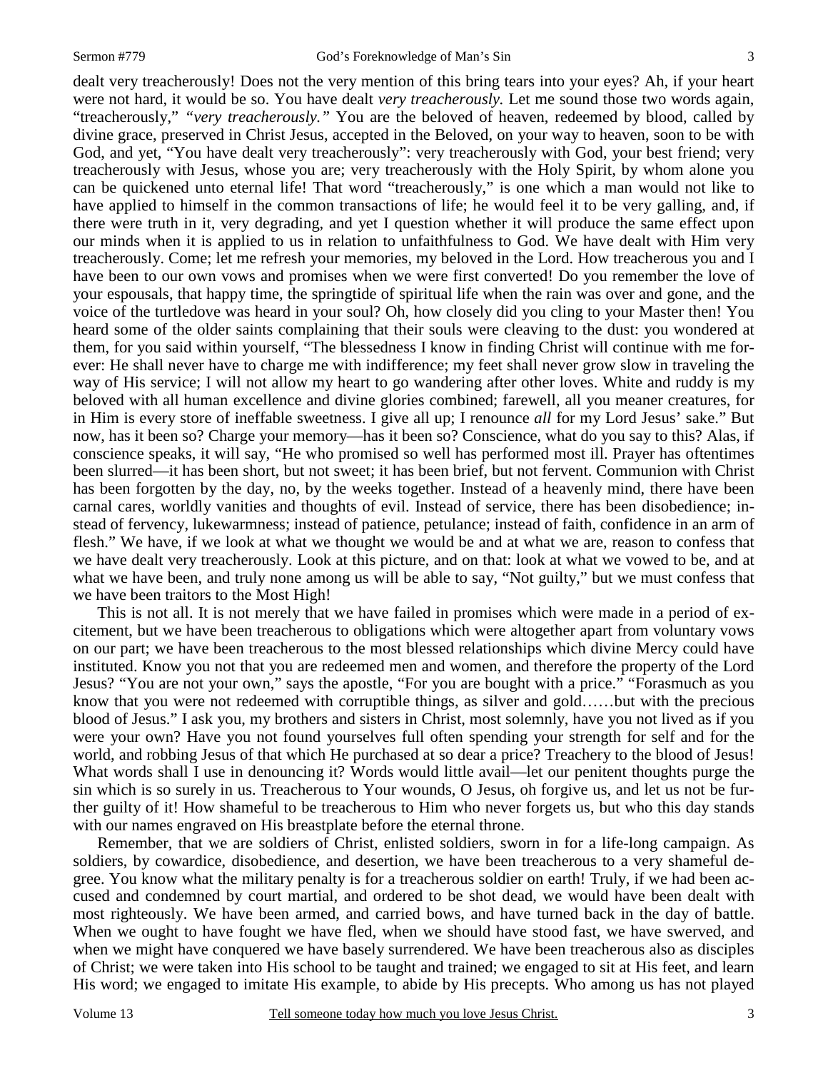dealt very treacherously! Does not the very mention of this bring tears into your eyes? Ah, if your heart were not hard, it would be so. You have dealt *very treacherously.* Let me sound those two words again, "treacherously," *"very treacherously."* You are the beloved of heaven, redeemed by blood, called by divine grace, preserved in Christ Jesus, accepted in the Beloved, on your way to heaven, soon to be with God, and yet, "You have dealt very treacherously": very treacherously with God, your best friend; very treacherously with Jesus, whose you are; very treacherously with the Holy Spirit, by whom alone you can be quickened unto eternal life! That word "treacherously," is one which a man would not like to have applied to himself in the common transactions of life; he would feel it to be very galling, and, if there were truth in it, very degrading, and yet I question whether it will produce the same effect upon our minds when it is applied to us in relation to unfaithfulness to God. We have dealt with Him very treacherously. Come; let me refresh your memories, my beloved in the Lord. How treacherous you and I have been to our own vows and promises when we were first converted! Do you remember the love of your espousals, that happy time, the springtide of spiritual life when the rain was over and gone, and the voice of the turtledove was heard in your soul? Oh, how closely did you cling to your Master then! You heard some of the older saints complaining that their souls were cleaving to the dust: you wondered at them, for you said within yourself, "The blessedness I know in finding Christ will continue with me forever: He shall never have to charge me with indifference; my feet shall never grow slow in traveling the way of His service; I will not allow my heart to go wandering after other loves. White and ruddy is my beloved with all human excellence and divine glories combined; farewell, all you meaner creatures, for in Him is every store of ineffable sweetness. I give all up; I renounce *all* for my Lord Jesus' sake." But now, has it been so? Charge your memory—has it been so? Conscience, what do you say to this? Alas, if conscience speaks, it will say, "He who promised so well has performed most ill. Prayer has oftentimes been slurred—it has been short, but not sweet; it has been brief, but not fervent. Communion with Christ has been forgotten by the day, no, by the weeks together. Instead of a heavenly mind, there have been carnal cares, worldly vanities and thoughts of evil. Instead of service, there has been disobedience; instead of fervency, lukewarmness; instead of patience, petulance; instead of faith, confidence in an arm of flesh." We have, if we look at what we thought we would be and at what we are, reason to confess that we have dealt very treacherously. Look at this picture, and on that: look at what we vowed to be, and at what we have been, and truly none among us will be able to say, "Not guilty," but we must confess that we have been traitors to the Most High!

This is not all. It is not merely that we have failed in promises which were made in a period of excitement, but we have been treacherous to obligations which were altogether apart from voluntary vows on our part; we have been treacherous to the most blessed relationships which divine Mercy could have instituted. Know you not that you are redeemed men and women, and therefore the property of the Lord Jesus? "You are not your own," says the apostle, "For you are bought with a price." "Forasmuch as you know that you were not redeemed with corruptible things, as silver and gold……but with the precious blood of Jesus." I ask you, my brothers and sisters in Christ, most solemnly, have you not lived as if you were your own? Have you not found yourselves full often spending your strength for self and for the world, and robbing Jesus of that which He purchased at so dear a price? Treachery to the blood of Jesus! What words shall I use in denouncing it? Words would little avail—let our penitent thoughts purge the sin which is so surely in us. Treacherous to Your wounds, O Jesus, oh forgive us, and let us not be further guilty of it! How shameful to be treacherous to Him who never forgets us, but who this day stands with our names engraved on His breastplate before the eternal throne.

Remember, that we are soldiers of Christ, enlisted soldiers, sworn in for a life-long campaign. As soldiers, by cowardice, disobedience, and desertion, we have been treacherous to a very shameful degree. You know what the military penalty is for a treacherous soldier on earth! Truly, if we had been accused and condemned by court martial, and ordered to be shot dead, we would have been dealt with most righteously. We have been armed, and carried bows, and have turned back in the day of battle. When we ought to have fought we have fled, when we should have stood fast, we have swerved, and when we might have conquered we have basely surrendered. We have been treacherous also as disciples of Christ; we were taken into His school to be taught and trained; we engaged to sit at His feet, and learn His word; we engaged to imitate His example, to abide by His precepts. Who among us has not played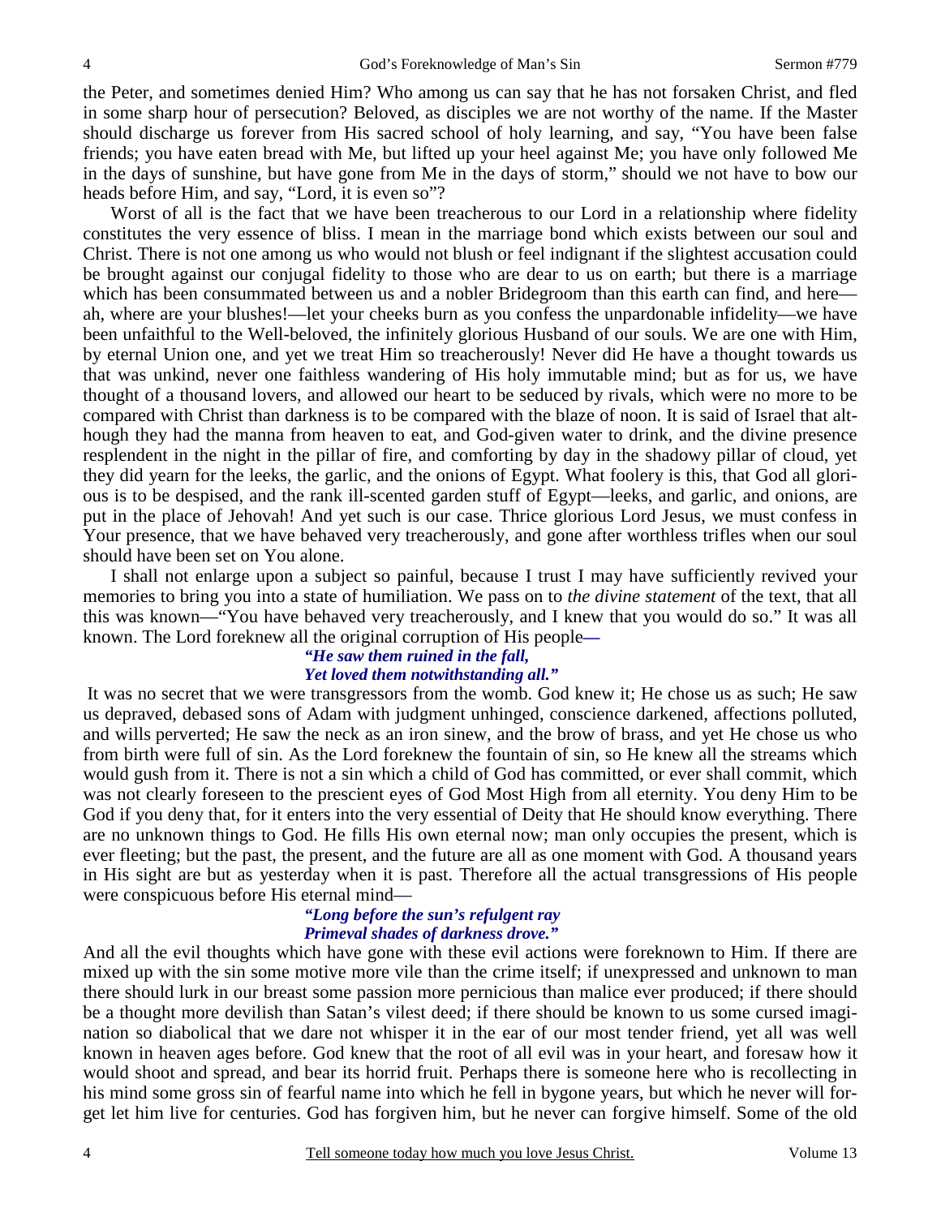the Peter, and sometimes denied Him? Who among us can say that he has not forsaken Christ, and fled in some sharp hour of persecution? Beloved, as disciples we are not worthy of the name. If the Master should discharge us forever from His sacred school of holy learning, and say, "You have been false friends; you have eaten bread with Me, but lifted up your heel against Me; you have only followed Me in the days of sunshine, but have gone from Me in the days of storm," should we not have to bow our heads before Him, and say, "Lord, it is even so"?

Worst of all is the fact that we have been treacherous to our Lord in a relationship where fidelity constitutes the very essence of bliss. I mean in the marriage bond which exists between our soul and Christ. There is not one among us who would not blush or feel indignant if the slightest accusation could be brought against our conjugal fidelity to those who are dear to us on earth; but there is a marriage which has been consummated between us and a nobler Bridegroom than this earth can find, and here—ah, where are your blushes!—let your cheeks burn as you confess the unpardonable infidelity—we have been unfaithful to the Well-beloved, the infinitely glorious Husband of our souls. We are one with Him, by eternal Union one, and yet we treat Him so treacherously! Never did He have a thought towards us that was unkind, never one faithless wandering of His holy immutable mind; but as for us, we have thought of a thousand lovers, and allowed our heart to be seduced by rivals, which were no more to be compared with Christ than darkness is to be compared with the blaze of noon. It is said of Israel that although they had the manna from heaven to eat, and God-given water to drink, and the divine presence resplendent in the night in the pillar of fire, and comforting by day in the shadowy pillar of cloud, yet they did yearn for the leeks, the garlic, and the onions of Egypt. What foolery is this, that God all glorious is to be despised, and the rank ill-scented garden stuff of Egypt—leeks, and garlic, and onions, are put in the place of Jehovah! And yet such is our case. Thrice glorious Lord Jesus, we must confess in Your presence, that we have behaved very treacherously, and gone after worthless trifles when our soul should have been set on You alone.

I shall not enlarge upon a subject so painful, because I trust I may have sufficiently revived your memories to bring you into a state of humiliation. We pass on to *the divine statement* of the text, that all this was known—"You have behaved very treacherously, and I knew that you would do so." It was all known. The Lord foreknew all the original corruption of His people—

> ***"He saw them ruined in the fall,***
> ***Yet loved them notwithstanding all."***

It was no secret that we were transgressors from the womb. God knew it; He chose us as such; He saw us depraved, debased sons of Adam with judgment unhinged, conscience darkened, affections polluted, and wills perverted; He saw the neck as an iron sinew, and the brow of brass, and yet He chose us who from birth were full of sin. As the Lord foreknew the fountain of sin, so He knew all the streams which would gush from it. There is not a sin which a child of God has committed, or ever shall commit, which was not clearly foreseen to the prescient eyes of God Most High from all eternity. You deny Him to be God if you deny that, for it enters into the very essential of Deity that He should know everything. There are no unknown things to God. He fills His own eternal now; man only occupies the present, which is ever fleeting; but the past, the present, and the future are all as one moment with God. A thousand years in His sight are but as yesterday when it is past. Therefore all the actual transgressions of His people were conspicuous before His eternal mind—

> ***"Long before the sun's refulgent ray***
> ***Primeval shades of darkness drove."***

And all the evil thoughts which have gone with these evil actions were foreknown to Him. If there are mixed up with the sin some motive more vile than the crime itself; if unexpressed and unknown to man there should lurk in our breast some passion more pernicious than malice ever produced; if there should be a thought more devilish than Satan's vilest deed; if there should be known to us some cursed imagination so diabolical that we dare not whisper it in the ear of our most tender friend, yet all was well known in heaven ages before. God knew that the root of all evil was in your heart, and foresaw how it would shoot and spread, and bear its horrid fruit. Perhaps there is someone here who is recollecting in his mind some gross sin of fearful name into which he fell in bygone years, but which he never will forget let him live for centuries. God has forgiven him, but he never can forgive himself. Some of the old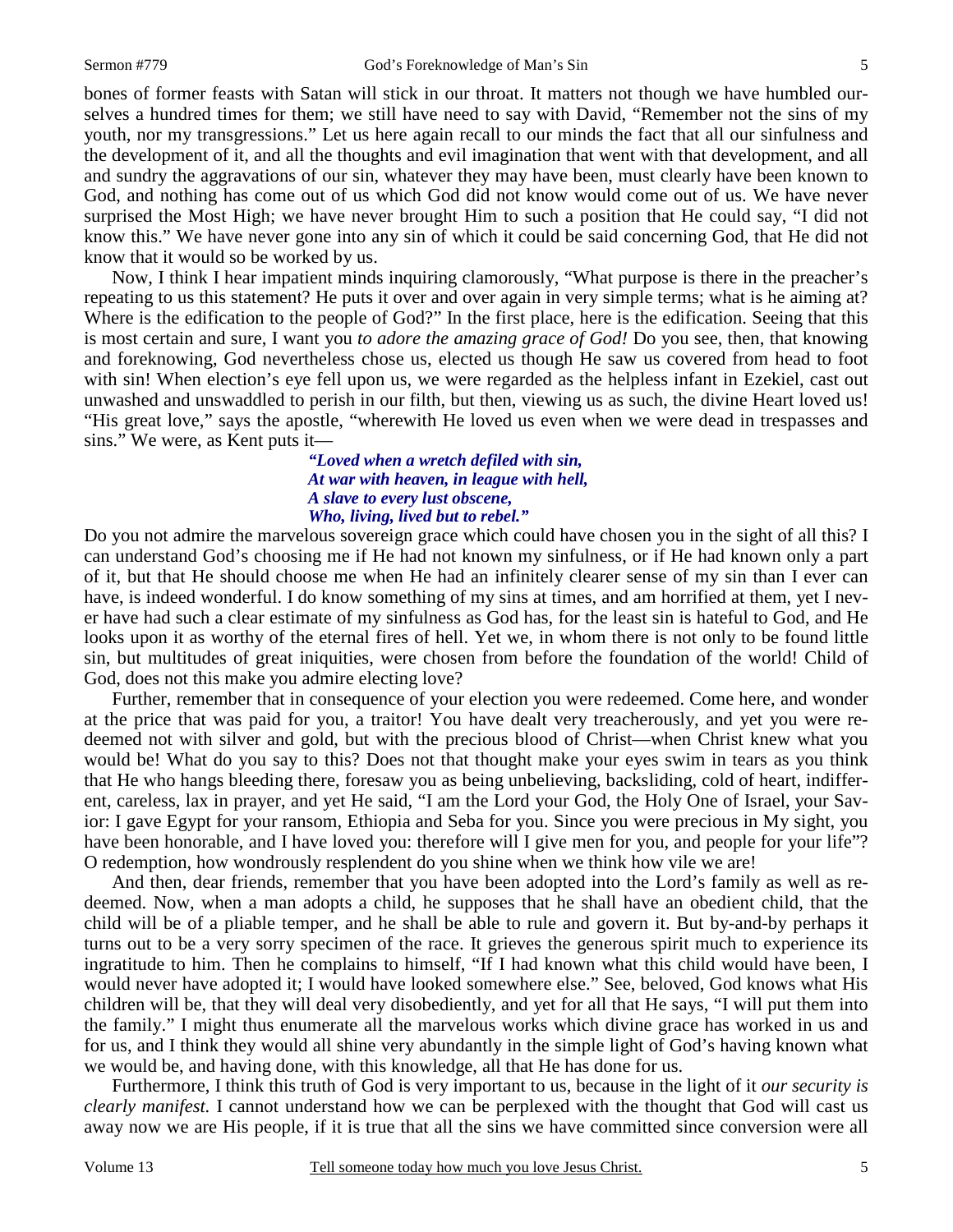bones of former feasts with Satan will stick in our throat. It matters not though we have humbled ourselves a hundred times for them; we still have need to say with David, "Remember not the sins of my youth, nor my transgressions." Let us here again recall to our minds the fact that all our sinfulness and the development of it, and all the thoughts and evil imagination that went with that development, and all and sundry the aggravations of our sin, whatever they may have been, must clearly have been known to God, and nothing has come out of us which God did not know would come out of us. We have never surprised the Most High; we have never brought Him to such a position that He could say, "I did not know this." We have never gone into any sin of which it could be said concerning God, that He did not know that it would so be worked by us.

Now, I think I hear impatient minds inquiring clamorously, "What purpose is there in the preacher's repeating to us this statement? He puts it over and over again in very simple terms; what is he aiming at? Where is the edification to the people of God?" In the first place, here is the edification. Seeing that this is most certain and sure, I want you *to adore the amazing grace of God!* Do you see, then, that knowing and foreknowing, God nevertheless chose us, elected us though He saw us covered from head to foot with sin! When election's eye fell upon us, we were regarded as the helpless infant in Ezekiel, cast out unwashed and unswaddled to perish in our filth, but then, viewing us as such, the divine Heart loved us! "His great love," says the apostle, "wherewith He loved us even when we were dead in trespasses and sins." We were, as Kent puts it—

> *"Loved when a wretch defiled with sin,*
> *At war with heaven, in league with hell,*
> *A slave to every lust obscene,*
> *Who, living, lived but to rebel."*

Do you not admire the marvelous sovereign grace which could have chosen you in the sight of all this? I can understand God's choosing me if He had not known my sinfulness, or if He had known only a part of it, but that He should choose me when He had an infinitely clearer sense of my sin than I ever can have, is indeed wonderful. I do know something of my sins at times, and am horrified at them, yet I never have had such a clear estimate of my sinfulness as God has, for the least sin is hateful to God, and He looks upon it as worthy of the eternal fires of hell. Yet we, in whom there is not only to be found little sin, but multitudes of great iniquities, were chosen from before the foundation of the world! Child of God, does not this make you admire electing love?

Further, remember that in consequence of your election you were redeemed. Come here, and wonder at the price that was paid for you, a traitor! You have dealt very treacherously, and yet you were redeemed not with silver and gold, but with the precious blood of Christ—when Christ knew what you would be! What do you say to this? Does not that thought make your eyes swim in tears as you think that He who hangs bleeding there, foresaw you as being unbelieving, backsliding, cold of heart, indifferent, careless, lax in prayer, and yet He said, "I am the Lord your God, the Holy One of Israel, your Savior: I gave Egypt for your ransom, Ethiopia and Seba for you. Since you were precious in My sight, you have been honorable, and I have loved you: therefore will I give men for you, and people for your life"? O redemption, how wondrously resplendent do you shine when we think how vile we are!

And then, dear friends, remember that you have been adopted into the Lord's family as well as redeemed. Now, when a man adopts a child, he supposes that he shall have an obedient child, that the child will be of a pliable temper, and he shall be able to rule and govern it. But by-and-by perhaps it turns out to be a very sorry specimen of the race. It grieves the generous spirit much to experience its ingratitude to him. Then he complains to himself, "If I had known what this child would have been, I would never have adopted it; I would have looked somewhere else." See, beloved, God knows what His children will be, that they will deal very disobediently, and yet for all that He says, "I will put them into the family." I might thus enumerate all the marvelous works which divine grace has worked in us and for us, and I think they would all shine very abundantly in the simple light of God's having known what we would be, and having done, with this knowledge, all that He has done for us.

Furthermore, I think this truth of God is very important to us, because in the light of it *our security is clearly manifest.* I cannot understand how we can be perplexed with the thought that God will cast us away now we are His people, if it is true that all the sins we have committed since conversion were all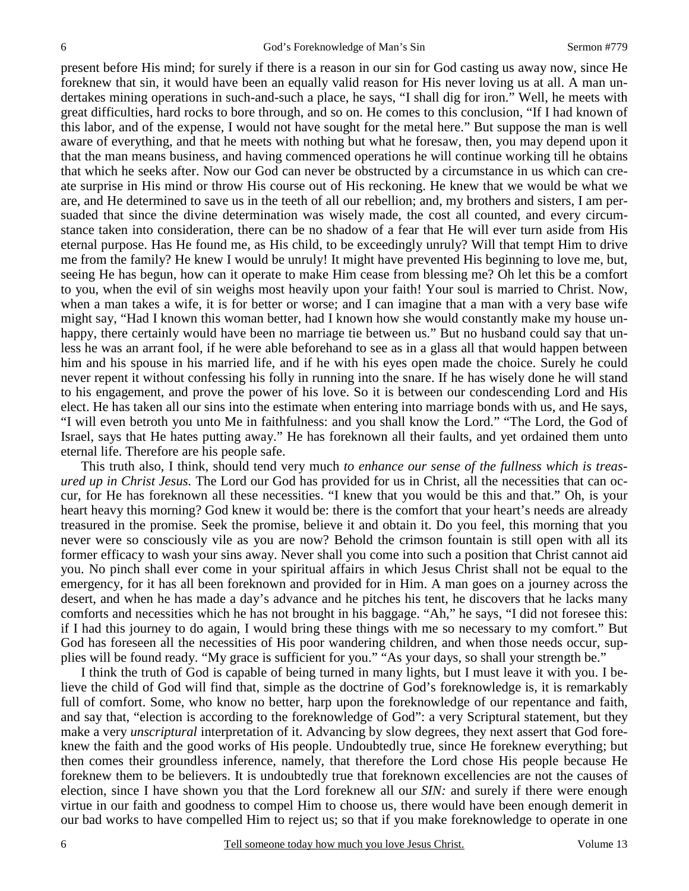present before His mind; for surely if there is a reason in our sin for God casting us away now, since He foreknew that sin, it would have been an equally valid reason for His never loving us at all. A man undertakes mining operations in such-and-such a place, he says, "I shall dig for iron." Well, he meets with great difficulties, hard rocks to bore through, and so on. He comes to this conclusion, "If I had known of this labor, and of the expense, I would not have sought for the metal here." But suppose the man is well aware of everything, and that he meets with nothing but what he foresaw, then, you may depend upon it that the man means business, and having commenced operations he will continue working till he obtains that which he seeks after. Now our God can never be obstructed by a circumstance in us which can create surprise in His mind or throw His course out of His reckoning. He knew that we would be what we are, and He determined to save us in the teeth of all our rebellion; and, my brothers and sisters, I am persuaded that since the divine determination was wisely made, the cost all counted, and every circumstance taken into consideration, there can be no shadow of a fear that He will ever turn aside from His eternal purpose. Has He found me, as His child, to be exceedingly unruly? Will that tempt Him to drive me from the family? He knew I would be unruly! It might have prevented His beginning to love me, but, seeing He has begun, how can it operate to make Him cease from blessing me? Oh let this be a comfort to you, when the evil of sin weighs most heavily upon your faith! Your soul is married to Christ. Now, when a man takes a wife, it is for better or worse; and I can imagine that a man with a very base wife might say, "Had I known this woman better, had I known how she would constantly make my house unhappy, there certainly would have been no marriage tie between us." But no husband could say that unless he was an arrant fool, if he were able beforehand to see as in a glass all that would happen between him and his spouse in his married life, and if he with his eyes open made the choice. Surely he could never repent it without confessing his folly in running into the snare. If he has wisely done he will stand to his engagement, and prove the power of his love. So it is between our condescending Lord and His elect. He has taken all our sins into the estimate when entering into marriage bonds with us, and He says, "I will even betroth you unto Me in faithfulness: and you shall know the Lord." "The Lord, the God of Israel, says that He hates putting away." He has foreknown all their faults, and yet ordained them unto eternal life. Therefore are his people safe.

This truth also, I think, should tend very much *to enhance our sense of the fullness which is treasured up in Christ Jesus.* The Lord our God has provided for us in Christ, all the necessities that can occur, for He has foreknown all these necessities. "I knew that you would be this and that." Oh, is your heart heavy this morning? God knew it would be: there is the comfort that your heart's needs are already treasured in the promise. Seek the promise, believe it and obtain it. Do you feel, this morning that you never were so consciously vile as you are now? Behold the crimson fountain is still open with all its former efficacy to wash your sins away. Never shall you come into such a position that Christ cannot aid you. No pinch shall ever come in your spiritual affairs in which Jesus Christ shall not be equal to the emergency, for it has all been foreknown and provided for in Him. A man goes on a journey across the desert, and when he has made a day's advance and he pitches his tent, he discovers that he lacks many comforts and necessities which he has not brought in his baggage. "Ah," he says, "I did not foresee this: if I had this journey to do again, I would bring these things with me so necessary to my comfort." But God has foreseen all the necessities of His poor wandering children, and when those needs occur, supplies will be found ready. "My grace is sufficient for you." "As your days, so shall your strength be."

I think the truth of God is capable of being turned in many lights, but I must leave it with you. I believe the child of God will find that, simple as the doctrine of God's foreknowledge is, it is remarkably full of comfort. Some, who know no better, harp upon the foreknowledge of our repentance and faith, and say that, "election is according to the foreknowledge of God": a very Scriptural statement, but they make a very *unscriptural* interpretation of it. Advancing by slow degrees, they next assert that God foreknew the faith and the good works of His people. Undoubtedly true, since He foreknew everything; but then comes their groundless inference, namely, that therefore the Lord chose His people because He foreknew them to be believers. It is undoubtedly true that foreknown excellencies are not the causes of election, since I have shown you that the Lord foreknew all our *SIN:* and surely if there were enough virtue in our faith and goodness to compel Him to choose us, there would have been enough demerit in our bad works to have compelled Him to reject us; so that if you make foreknowledge to operate in one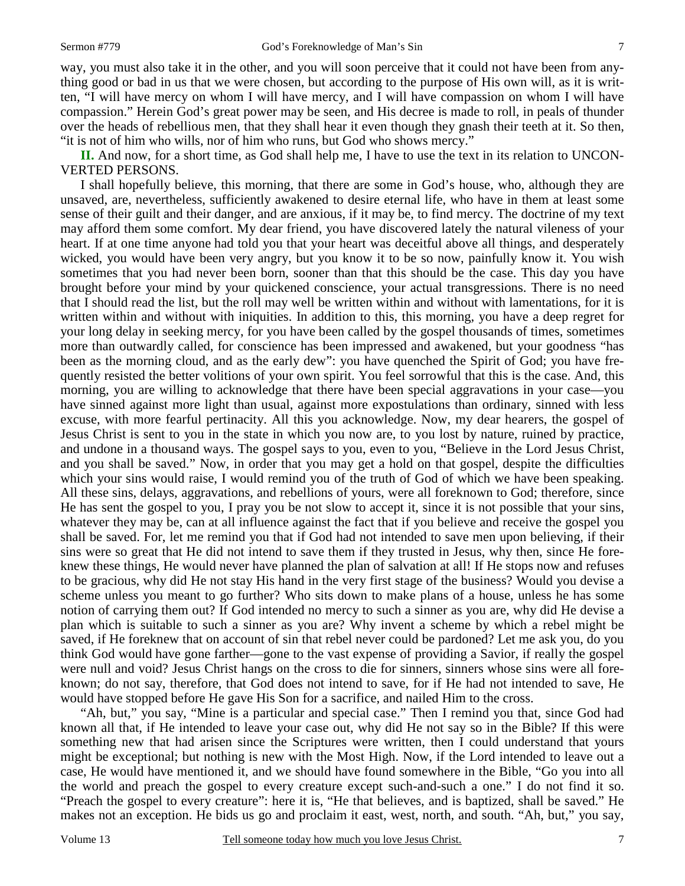way, you must also take it in the other, and you will soon perceive that it could not have been from anything good or bad in us that we were chosen, but according to the purpose of His own will, as it is written, "I will have mercy on whom I will have mercy, and I will have compassion on whom I will have compassion." Herein God's great power may be seen, and His decree is made to roll, in peals of thunder over the heads of rebellious men, that they shall hear it even though they gnash their teeth at it. So then, "it is not of him who wills, nor of him who runs, but God who shows mercy."

**II.** And now, for a short time, as God shall help me, I have to use the text in its relation to UNCONVERTED PERSONS.

I shall hopefully believe, this morning, that there are some in God's house, who, although they are unsaved, are, nevertheless, sufficiently awakened to desire eternal life, who have in them at least some sense of their guilt and their danger, and are anxious, if it may be, to find mercy. The doctrine of my text may afford them some comfort. My dear friend, you have discovered lately the natural vileness of your heart. If at one time anyone had told you that your heart was deceitful above all things, and desperately wicked, you would have been very angry, but you know it to be so now, painfully know it. You wish sometimes that you had never been born, sooner than that this should be the case. This day you have brought before your mind by your quickened conscience, your actual transgressions. There is no need that I should read the list, but the roll may well be written within and without with lamentations, for it is written within and without with iniquities. In addition to this, this morning, you have a deep regret for your long delay in seeking mercy, for you have been called by the gospel thousands of times, sometimes more than outwardly called, for conscience has been impressed and awakened, but your goodness "has been as the morning cloud, and as the early dew": you have quenched the Spirit of God; you have frequently resisted the better volitions of your own spirit. You feel sorrowful that this is the case. And, this morning, you are willing to acknowledge that there have been special aggravations in your case—you have sinned against more light than usual, against more expostulations than ordinary, sinned with less excuse, with more fearful pertinacity. All this you acknowledge. Now, my dear hearers, the gospel of Jesus Christ is sent to you in the state in which you now are, to you lost by nature, ruined by practice, and undone in a thousand ways. The gospel says to you, even to you, "Believe in the Lord Jesus Christ, and you shall be saved." Now, in order that you may get a hold on that gospel, despite the difficulties which your sins would raise, I would remind you of the truth of God of which we have been speaking. All these sins, delays, aggravations, and rebellions of yours, were all foreknown to God; therefore, since He has sent the gospel to you, I pray you be not slow to accept it, since it is not possible that your sins, whatever they may be, can at all influence against the fact that if you believe and receive the gospel you shall be saved. For, let me remind you that if God had not intended to save men upon believing, if their sins were so great that He did not intend to save them if they trusted in Jesus, why then, since He foreknew these things, He would never have planned the plan of salvation at all! If He stops now and refuses to be gracious, why did He not stay His hand in the very first stage of the business? Would you devise a scheme unless you meant to go further? Who sits down to make plans of a house, unless he has some notion of carrying them out? If God intended no mercy to such a sinner as you are, why did He devise a plan which is suitable to such a sinner as you are? Why invent a scheme by which a rebel might be saved, if He foreknew that on account of sin that rebel never could be pardoned? Let me ask you, do you think God would have gone farther—gone to the vast expense of providing a Savior, if really the gospel were null and void? Jesus Christ hangs on the cross to die for sinners, sinners whose sins were all foreknown; do not say, therefore, that God does not intend to save, for if He had not intended to save, He would have stopped before He gave His Son for a sacrifice, and nailed Him to the cross.

"Ah, but," you say, "Mine is a particular and special case." Then I remind you that, since God had known all that, if He intended to leave your case out, why did He not say so in the Bible? If this were something new that had arisen since the Scriptures were written, then I could understand that yours might be exceptional; but nothing is new with the Most High. Now, if the Lord intended to leave out a case, He would have mentioned it, and we should have found somewhere in the Bible, "Go you into all the world and preach the gospel to every creature except such-and-such a one." I do not find it so. "Preach the gospel to every creature": here it is, "He that believes, and is baptized, shall be saved." He makes not an exception. He bids us go and proclaim it east, west, north, and south. "Ah, but," you say,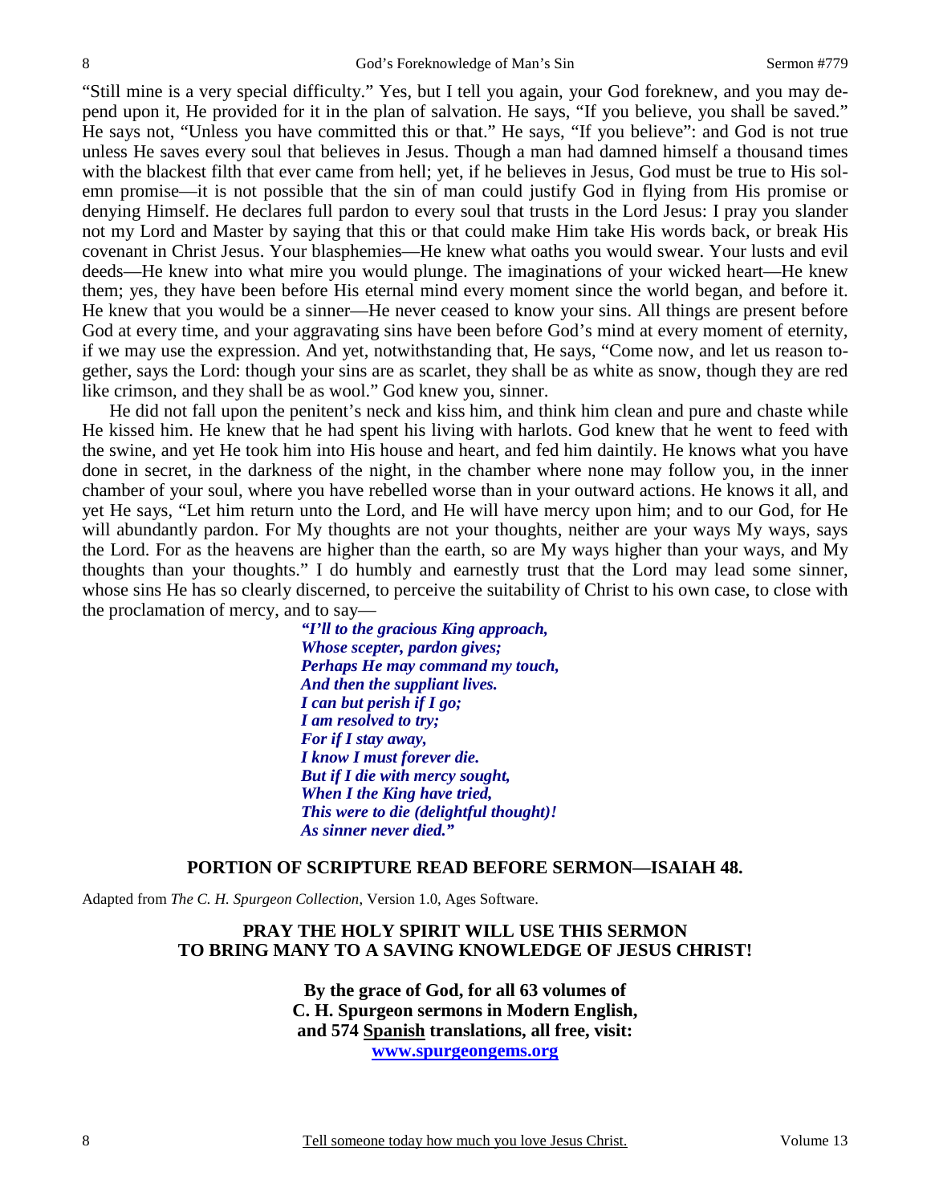"Still mine is a very special difficulty." Yes, but I tell you again, your God foreknew, and you may depend upon it, He provided for it in the plan of salvation. He says, "If you believe, you shall be saved." He says not, "Unless you have committed this or that." He says, "If you believe": and God is not true unless He saves every soul that believes in Jesus. Though a man had damned himself a thousand times with the blackest filth that ever came from hell; yet, if he believes in Jesus, God must be true to His solemn promise—it is not possible that the sin of man could justify God in flying from His promise or denying Himself. He declares full pardon to every soul that trusts in the Lord Jesus: I pray you slander not my Lord and Master by saying that this or that could make Him take His words back, or break His covenant in Christ Jesus. Your blasphemies—He knew what oaths you would swear. Your lusts and evil deeds—He knew into what mire you would plunge. The imaginations of your wicked heart—He knew them; yes, they have been before His eternal mind every moment since the world began, and before it. He knew that you would be a sinner—He never ceased to know your sins. All things are present before God at every time, and your aggravating sins have been before God's mind at every moment of eternity, if we may use the expression. And yet, notwithstanding that, He says, "Come now, and let us reason together, says the Lord: though your sins are as scarlet, they shall be as white as snow, though they are red like crimson, and they shall be as wool." God knew you, sinner.

He did not fall upon the penitent's neck and kiss him, and think him clean and pure and chaste while He kissed him. He knew that he had spent his living with harlots. God knew that he went to feed with the swine, and yet He took him into His house and heart, and fed him daintily. He knows what you have done in secret, in the darkness of the night, in the chamber where none may follow you, in the inner chamber of your soul, where you have rebelled worse than in your outward actions. He knows it all, and yet He says, "Let him return unto the Lord, and He will have mercy upon him; and to our God, for He will abundantly pardon. For My thoughts are not your thoughts, neither are your ways My ways, says the Lord. For as the heavens are higher than the earth, so are My ways higher than your ways, and My thoughts than your thoughts." I do humbly and earnestly trust that the Lord may lead some sinner, whose sins He has so clearly discerned, to perceive the suitability of Christ to his own case, to close with the proclamation of mercy, and to say—

> ***"I'll to the gracious King approach,***
> ***Whose scepter, pardon gives;***
> ***Perhaps He may command my touch,***
> ***And then the suppliant lives.***
> ***I can but perish if I go;***
> ***I am resolved to try;***
> ***For if I stay away,***
> ***I know I must forever die.***
> ***But if I die with mercy sought,***
> ***When I the King have tried,***
> ***This were to die (delightful thought)!***
> ***As sinner never died."***

**PORTION OF SCRIPTURE READ BEFORE SERMON—ISAIAH 48.**

Adapted from *The C. H. Spurgeon Collection,* Version 1.0, Ages Software.

**PRAY THE HOLY SPIRIT WILL USE THIS SERMON TO BRING MANY TO A SAVING KNOWLEDGE OF JESUS CHRIST!**

**By the grace of God, for all 63 volumes of C. H. Spurgeon sermons in Modern English, and 574 Spanish translations, all free, visit: www.spurgeongems.org**